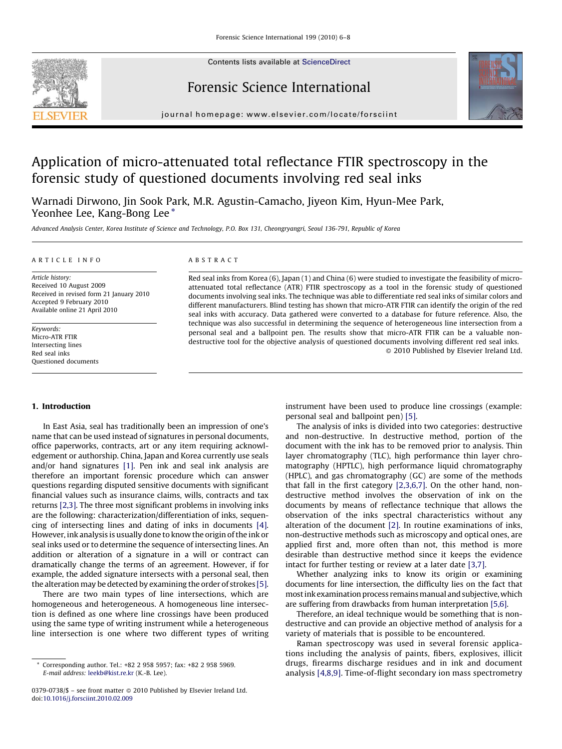# Application of micro-attenuated total reflectance FTIR spectroscopy in the forensic study of questioned documents involving red seal inks

Warnadi Dirwono, Jin Sook Park, M.R. Agustin-Camacho, Jiyeon Kim, Hyun-Mee Park, Yeonhee Lee, Kang-Bong Lee *

*Advanced Analysis Center, Korea Institute of Science and Technology, P.O. Box 131, Cheongryangri, Seoul 136-791, Republic of Korea*

---

**ARTICLE INFO**

*Article history:*
Received 10 August 2009
Received in revised form 21 January 2010
Accepted 9 February 2010
Available online 21 April 2010

*Keywords:*
Micro-ATR FTIR
Intersecting lines
Red seal inks
Questioned documents

**ABSTRACT**

Red seal inks from Korea (6), Japan (1) and China (6) were studied to investigate the feasibility of micro-attenuated total reflectance (ATR) FTIR spectroscopy as a tool in the forensic study of questioned documents involving seal inks. The technique was able to differentiate red seal inks of similar colors and different manufacturers. Blind testing has shown that micro-ATR FTIR can identify the origin of the red seal inks with accuracy. Data gathered were converted to a database for future reference. Also, the technique was also successful in determining the sequence of heterogeneous line intersection from a personal seal and a ballpoint pen. The results show that micro-ATR FTIR can be a valuable non-destructive tool for the objective analysis of questioned documents involving different red seal inks.

© 2010 Published by Elsevier Ireland Ltd.

---

## 1. Introduction

In East Asia, seal has traditionally been an impression of one's name that can be used instead of signatures in personal documents, office paperworks, contracts, art or any item requiring acknowledgement or authorship. China, Japan and Korea currently use seals and/or hand signatures [1]. Pen ink and seal ink analysis are therefore an important forensic procedure which can answer questions regarding disputed sensitive documents with significant financial values such as insurance claims, wills, contracts and tax returns [2,3]. The three most significant problems in involving inks are the following: characterization/differentiation of inks, sequencing of intersecting lines and dating of inks in documents [4]. However, ink analysis is usually done to know the origin of the ink or seal inks used or to determine the sequence of intersecting lines. An addition or alteration of a signature in a will or contract can dramatically change the terms of an agreement. However, if for example, the added signature intersects with a personal seal, then the alteration may be detected by examining the order of strokes [5].

There are two main types of line intersections, which are homogeneous and heterogeneous. A homogeneous line intersection is defined as one where line crossings have been produced using the same type of writing instrument while a heterogeneous line intersection is one where two different types of writing instrument have been used to produce line crossings (example: personal seal and ballpoint pen) [5].

The analysis of inks is divided into two categories: destructive and non-destructive. In destructive method, portion of the document with the ink has to be removed prior to analysis. Thin layer chromatography (TLC), high performance thin layer chromatography (HPTLC), high performance liquid chromatography (HPLC), and gas chromatography (GC) are some of the methods that fall in the first category [2,3,6,7]. On the other hand, non-destructive method involves the observation of ink on the documents by means of reflectance technique that allows the observation of the inks spectral characteristics without any alteration of the document [2]. In routine examinations of inks, non-destructive methods such as microscopy and optical ones, are applied first and, more often than not, this method is more desirable than destructive method since it keeps the evidence intact for further testing or review at a later date [3,7].

Whether analyzing inks to know its origin or examining documents for line intersection, the difficulty lies on the fact that most ink examination process remains manual and subjective, which are suffering from drawbacks from human interpretation [5,6].

Therefore, an ideal technique would be something that is non-destructive and can provide an objective method of analysis for a variety of materials that is possible to be encountered.

Raman spectroscopy was used in several forensic applications including the analysis of paints, fibers, explosives, illicit drugs, firearms discharge residues and in ink and document analysis [4,8,9]. Time-of-flight secondary ion mass spectrometry

---

* Corresponding author. Tel.: +82 2 958 5957; fax: +82 2 958 5969.
*E-mail address:* leekb@kist.re.kr (K.-B. Lee).

0379-0738/$ – see front matter © 2010 Published by Elsevier Ireland Ltd.
doi:10.1016/j.forsciint.2010.02.009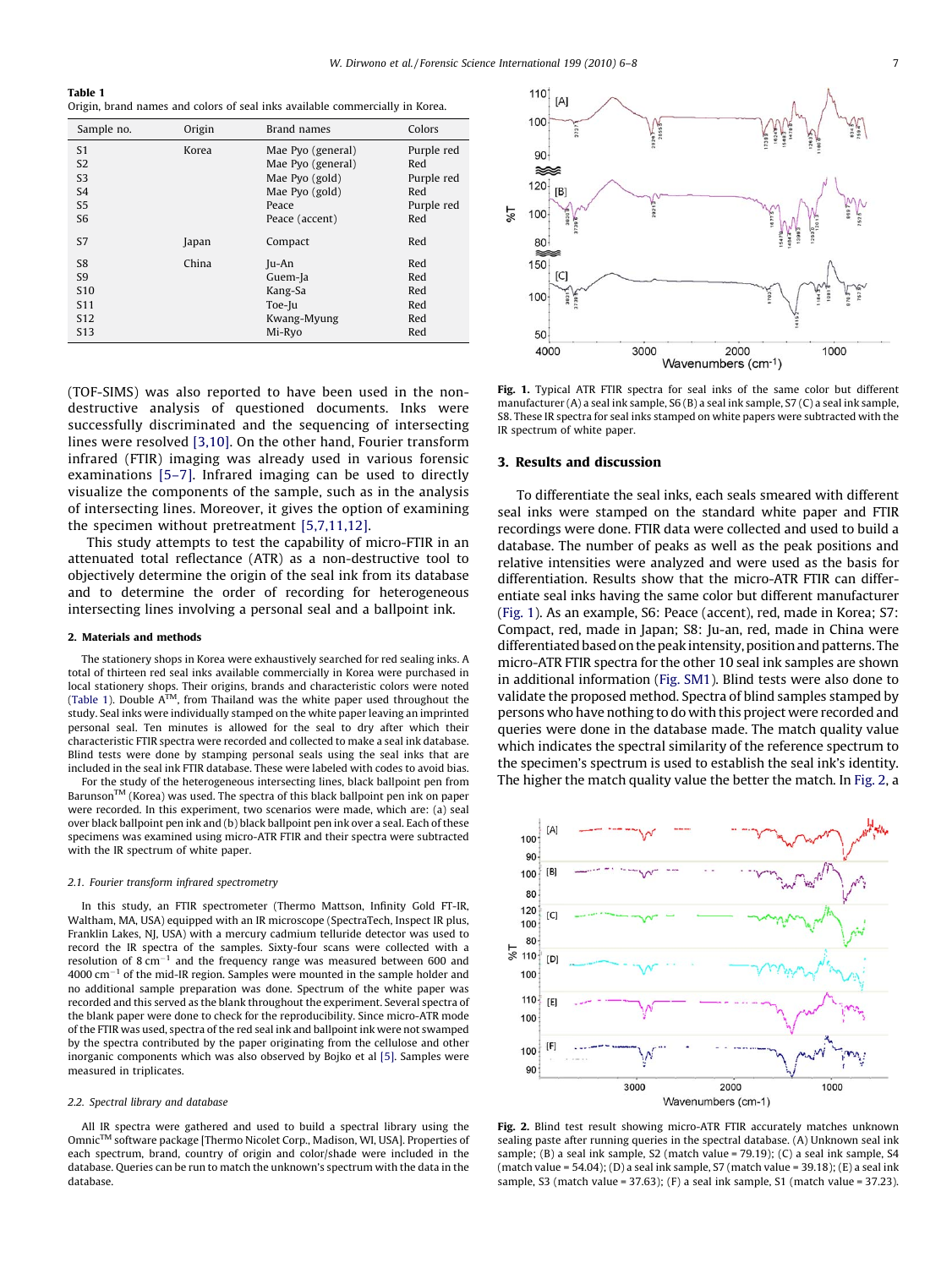**Table 1**
Origin, brand names and colors of seal inks available commercially in Korea.

| Sample no. | Origin | Brand names | Colors |
|---|---|---|---|
| S1 | Korea | Mae Pyo (general) | Purple red |
| S2 | | Mae Pyo (general) | Red |
| S3 | | Mae Pyo (gold) | Purple red |
| S4 | | Mae Pyo (gold) | Red |
| S5 | | Peace | Purple red |
| S6 | | Peace (accent) | Red |
| S7 | Japan | Compact | Red |
| S8 | China | Ju-An | Red |
| S9 | | Guem-Ja | Red |
| S10 | | Kang-Sa | Red |
| S11 | | Toe-Ju | Red |
| S12 | | Kwang-Myung | Red |
| S13 | | Mi-Ryo | Red |

(TOF-SIMS) was also reported to have been used in the non-destructive analysis of questioned documents. Inks were successfully discriminated and the sequencing of intersecting lines were resolved [3,10]. On the other hand, Fourier transform infrared (FTIR) imaging was already used in various forensic examinations [5–7]. Infrared imaging can be used to directly visualize the components of the sample, such as in the analysis of intersecting lines. Moreover, it gives the option of examining the specimen without pretreatment [5,7,11,12].

This study attempts to test the capability of micro-FTIR in an attenuated total reflectance (ATR) as a non-destructive tool to objectively determine the origin of the seal ink from its database and to determine the order of recording for heterogeneous intersecting lines involving a personal seal and a ballpoint ink.

## 2. Materials and methods

The stationery shops in Korea were exhaustively searched for red sealing inks. A total of thirteen red seal inks available commercially in Korea were purchased in local stationery shops. Their origins, brands and characteristic colors were noted (Table 1). Double A™, from Thailand was the white paper used throughout the study. Seal inks were individually stamped on the white paper leaving an imprinted personal seal. Ten minutes is allowed for the seal to dry after which their characteristic FTIR spectra were recorded and collected to make a seal ink database. Blind tests were done by stamping personal seals using the seal inks that are included in the seal ink FTIR database. These were labeled with codes to avoid bias.

For the study of the heterogeneous intersecting lines, black ballpoint pen from Barunson™ (Korea) was used. The spectra of this black ballpoint pen ink on paper were recorded. In this experiment, two scenarios were made, which are: (a) seal over black ballpoint pen ink and (b) black ballpoint pen ink over a seal. Each of these specimens was examined using micro-ATR FTIR and their spectra were subtracted with the IR spectrum of white paper.

### 2.1. Fourier transform infrared spectrometry

In this study, an FTIR spectrometer (Thermo Mattson, Infinity Gold FT-IR, Waltham, MA, USA) equipped with an IR microscope (SpectraTech, Inspect IR plus, Franklin Lakes, NJ, USA) with a mercury cadmium telluride detector was used to record the IR spectra of the samples. Sixty-four scans were collected with a resolution of 8 $cm^{-1}$ and the frequency range was measured between 600 and 4000 $cm^{-1}$ of the mid-IR region. Samples were mounted in the sample holder and no additional sample preparation was done. Spectrum of the white paper was recorded and this served as the blank throughout the experiment. Several spectra of the blank paper were done to check for the reproducibility. Since micro-ATR mode of the FTIR was used, spectra of the red seal ink and ballpoint ink were not swamped by the spectra contributed by the paper originating from the cellulose and other inorganic components which was also observed by Bojko et al [5]. Samples were measured in triplicates.

### 2.2. Spectral library and database

All IR spectra were gathered and used to build a spectral library using the Omnic™ software package [Thermo Nicolet Corp., Madison, WI, USA]. Properties of each spectrum, brand, country of origin and color/shade were included in the database. Queries can be run to match the unknown's spectrum with the data in the database.

**Fig. 1.** Typical ATR FTIR spectra for seal inks of the same color but different manufacturer (A) a seal ink sample, S6 (B) a seal ink sample, S7 (C) a seal ink sample, S8. These IR spectra for seal inks stamped on white papers were subtracted with the IR spectrum of white paper.

## 3. Results and discussion

To differentiate the seal inks, each seals smeared with different seal inks were stamped on the standard white paper and FTIR recordings were done. FTIR data were collected and used to build a database. The number of peaks as well as the peak positions and relative intensities were analyzed and were used as the basis for differentiation. Results show that the micro-ATR FTIR can differentiate seal inks having the same color but different manufacturer (Fig. 1). As an example, S6: Peace (accent), red, made in Korea; S7: Compact, red, made in Japan; S8: Ju-an, red, made in China were differentiated based on the peak intensity, position and patterns. The micro-ATR FTIR spectra for the other 10 seal ink samples are shown in additional information (Fig. SM1). Blind tests were also done to validate the proposed method. Spectra of blind samples stamped by persons who have nothing to do with this project were recorded and queries were done in the database made. The match quality value which indicates the spectral similarity of the reference spectrum to the specimen's spectrum is used to establish the seal ink's identity. The higher the match quality value the better the match. In Fig. 2, a

**Fig. 2.** Blind test result showing micro-ATR FTIR accurately matches unknown sealing paste after running queries in the spectral database. (A) Unknown seal ink sample; (B) a seal ink sample, S2 (match value = 79.19); (C) a seal ink sample, S4 (match value = 54.04); (D) a seal ink sample, S7 (match value = 39.18); (E) a seal ink sample, S3 (match value = 37.63); (F) a seal ink sample, S1 (match value = 37.23).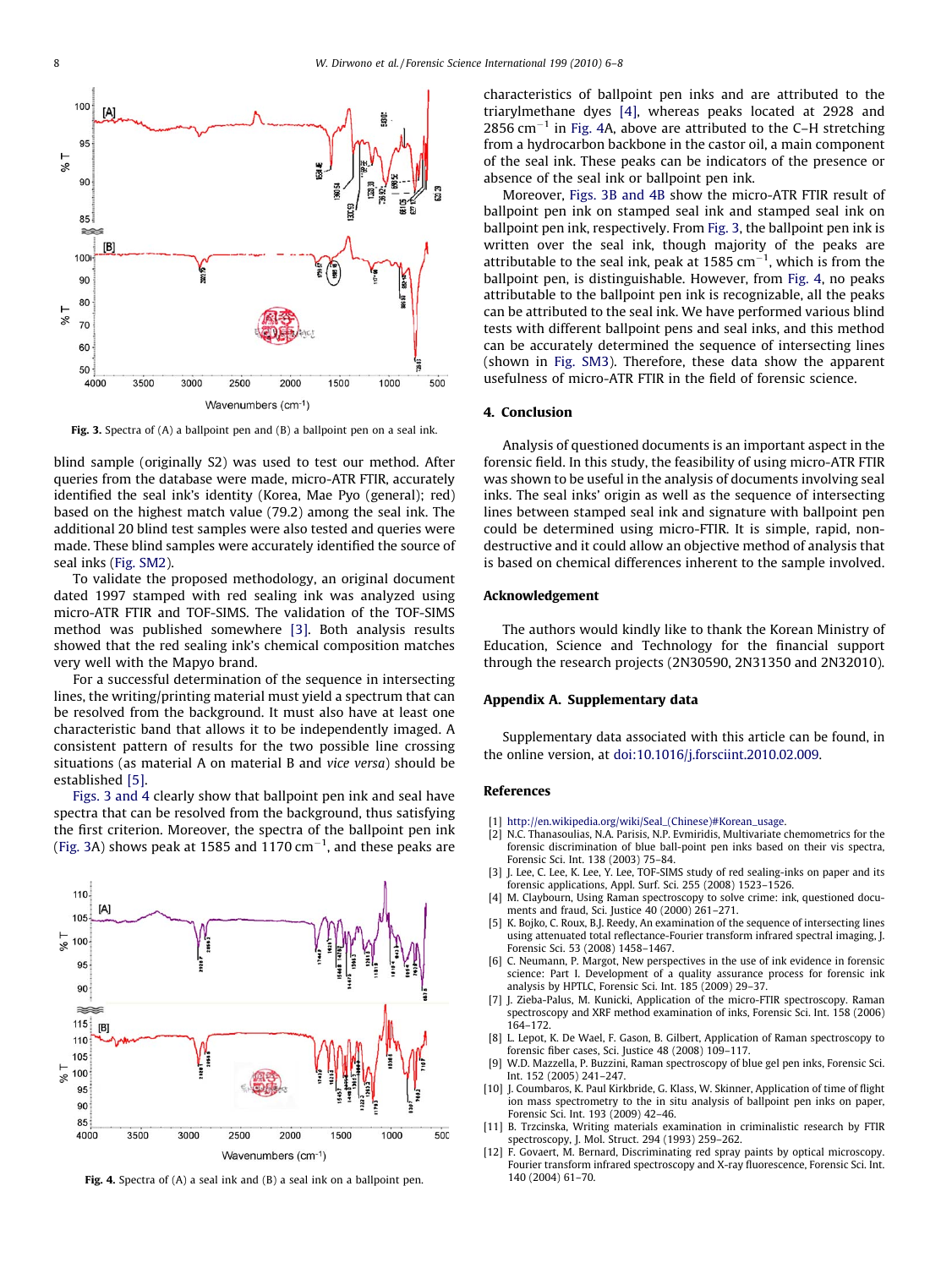Fig. 3. Spectra of (A) a ballpoint pen and (B) a ballpoint pen on a seal ink.

blind sample (originally S2) was used to test our method. After queries from the database were made, micro-ATR FTIR, accurately identified the seal ink's identity (Korea, Mae Pyo (general); red) based on the highest match value (79.2) among the seal ink. The additional 20 blind test samples were also tested and queries were made. These blind samples were accurately identified the source of seal inks (Fig. SM2).

To validate the proposed methodology, an original document dated 1997 stamped with red sealing ink was analyzed using micro-ATR FTIR and TOF-SIMS. The validation of the TOF-SIMS method was published somewhere [3]. Both analysis results showed that the red sealing ink's chemical composition matches very well with the Mapyo brand.

For a successful determination of the sequence in intersecting lines, the writing/printing material must yield a spectrum that can be resolved from the background. It must also have at least one characteristic band that allows it to be independently imaged. A consistent pattern of results for the two possible line crossing situations (as material A on material B and *vice versa*) should be established [5].

Figs. 3 and 4 clearly show that ballpoint pen ink and seal have spectra that can be resolved from the background, thus satisfying the first criterion. Moreover, the spectra of the ballpoint pen ink (Fig. 3A) shows peak at 1585 and 1170 $cm^{-1}$, and these peaks are characteristics of ballpoint pen inks and are attributed to the triarylmethane dyes [4], whereas peaks located at 2928 and 2856 $cm^{-1}$ in Fig. 4A, above are attributed to the C–H stretching from a hydrocarbon backbone in the castor oil, a main component of the seal ink. These peaks can be indicators of the presence or absence of the seal ink or ballpoint pen ink.

Fig. 4. Spectra of (A) a seal ink and (B) a seal ink on a ballpoint pen.

Moreover, Figs. 3B and 4B show the micro-ATR FTIR result of ballpoint pen ink on stamped seal ink and stamped seal ink on ballpoint pen ink, respectively. From Fig. 3, the ballpoint pen ink is written over the seal ink, though majority of the peaks are attributable to the seal ink, peak at 1585 $cm^{-1}$, which is from the ballpoint pen, is distinguishable. However, from Fig. 4, no peaks attributable to the ballpoint pen ink is recognizable, all the peaks can be attributed to the seal ink. We have performed various blind tests with different ballpoint pens and seal inks, and this method can be accurately determined the sequence of intersecting lines (shown in Fig. SM3). Therefore, these data show the apparent usefulness of micro-ATR FTIR in the field of forensic science.

## 4. Conclusion

Analysis of questioned documents is an important aspect in the forensic field. In this study, the feasibility of using micro-ATR FTIR was shown to be useful in the analysis of documents involving seal inks. The seal inks' origin as well as the sequence of intersecting lines between stamped seal ink and signature with ballpoint pen could be determined using micro-FTIR. It is simple, rapid, non-destructive and it could allow an objective method of analysis that is based on chemical differences inherent to the sample involved.

## Acknowledgement

The authors would kindly like to thank the Korean Ministry of Education, Science and Technology for the financial support through the research projects (2N30590, 2N31350 and 2N32010).

## Appendix A. Supplementary data

Supplementary data associated with this article can be found, in the online version, at doi:10.1016/j.forsciint.2010.02.009.

## References

[1] http://en.wikipedia.org/wiki/Seal_(Chinese)#Korean_usage.
[2] N.C. Thanasoulias, N.A. Parisis, N.P. Evmiridis, Multivariate chemometrics for the forensic discrimination of blue ball-point pen inks based on their vis spectra, Forensic Sci. Int. 138 (2003) 75–84.
[3] J. Lee, C. Lee, K. Lee, Y. Lee, TOF-SIMS study of red sealing-inks on paper and its forensic applications, Appl. Surf. Sci. 255 (2008) 1523–1526.
[4] M. Claybourn, Using Raman spectroscopy to solve crime: ink, questioned documents and fraud, Sci. Justice 40 (2000) 261–271.
[5] K. Bojko, C. Roux, B.J. Reedy, An examination of the sequence of intersecting lines using attenuated total reflectance-Fourier transform infrared spectral imaging, J. Forensic Sci. 53 (2008) 1458–1467.
[6] C. Neumann, P. Margot, New perspectives in the use of ink evidence in forensic science: Part I. Development of a quality assurance process for forensic ink analysis by HPTLC, Forensic Sci. Int. 185 (2009) 29–37.
[7] J. Zieba-Palus, M. Kunicki, Application of the micro-FTIR spectroscopy. Raman spectroscopy and XRF method examination of inks, Forensic Sci. Int. 158 (2006) 164–172.
[8] L. Lepot, K. De Wael, F. Gason, B. Gilbert, Application of Raman spectroscopy to forensic fiber cases, Sci. Justice 48 (2008) 109–117.
[9] W.D. Mazzella, P. Buzzini, Raman spectroscopy of blue gel pen inks, Forensic Sci. Int. 152 (2005) 241–247.
[10] J. Coumbaros, K. Paul Kirkbride, G. Klass, W. Skinner, Application of time of flight ion mass spectrometry to the in situ analysis of ballpoint pen inks on paper, Forensic Sci. Int. 193 (2009) 42–46.
[11] B. Trzcinska, Writing materials examination in criminalistic research by FTIR spectroscopy, J. Mol. Struct. 294 (1993) 259–262.
[12] F. Govaert, M. Bernard, Discriminating red spray paints by optical microscopy. Fourier transform infrared spectroscopy and X-ray fluorescence, Forensic Sci. Int. 140 (2004) 61–70.